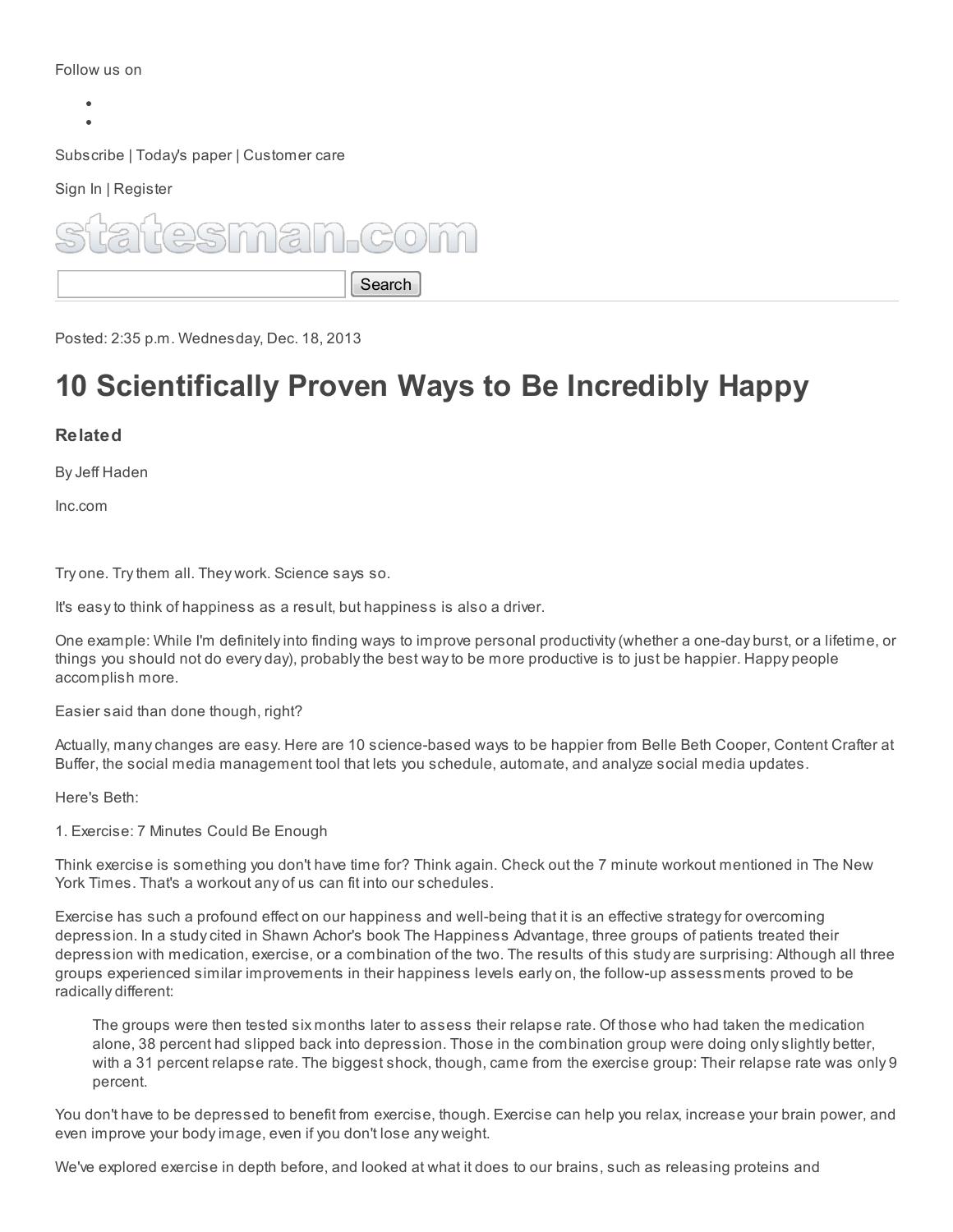Follow us on

- 
- 

Subscribe | Today's paper | Customer care

Sign In | Register

statesman.com

Search

Posted: 2:35 p.m. Wednesday, Dec. 18, 2013

# 10 Scientifically Proven Ways to Be Incredibly Happy

### Related

By Jeff Haden

Inc.com

Try one. Try them all. They work. Science says so.

It's easy to think of happiness as a result, but happiness is also a driver.

One example: While I'm definitely into finding ways to improve personal productivity (whether a one-day burst, or a lifetime, or things you should not do every day), probably the best way to be more productive is to just be happier. Happy people accomplish more.

Easier said than done though, right?

Actually, many changes are easy. Here are 10 science-based ways to be happier from Belle Beth Cooper, Content Crafter at Buffer, the social media management tool that lets you schedule, automate, and analyze social media updates.

Here's Beth:

1. Exercise: 7 Minutes Could Be Enough

Think exercise is something you don't have time for? Think again. Check out the 7 minute workout mentioned in The New York Times. That's a workout any of us can fit into our schedules.

Exercise has such a profound effect on our happiness and well-being that it is an effective strategy for overcoming depression. In a study cited in Shawn Achor's book The Happiness Advantage, three groups of patients treated their depression with medication, exercise, or a combination of the two. The results of this study are surprising: Although all three groups experienced similar improvements in their happiness levels early on, the follow-up assessments proved to be radically different:

> The groups were then tested six months later to assess their relapse rate. Of those who had taken the medication alone, 38 percent had slipped back into depression. Those in the combination group were doing only slightly better, with a 31 percent relapse rate. The biggest shock, though, came from the exercise group: Their relapse rate was only 9 percent.

You don't have to be depressed to benefit from exercise, though. Exercise can help you relax, increase your brain power, and even improve your body image, even if you don't lose any weight.

We've explored exercise in depth before, and looked at what it does to our brains, such as releasing proteins and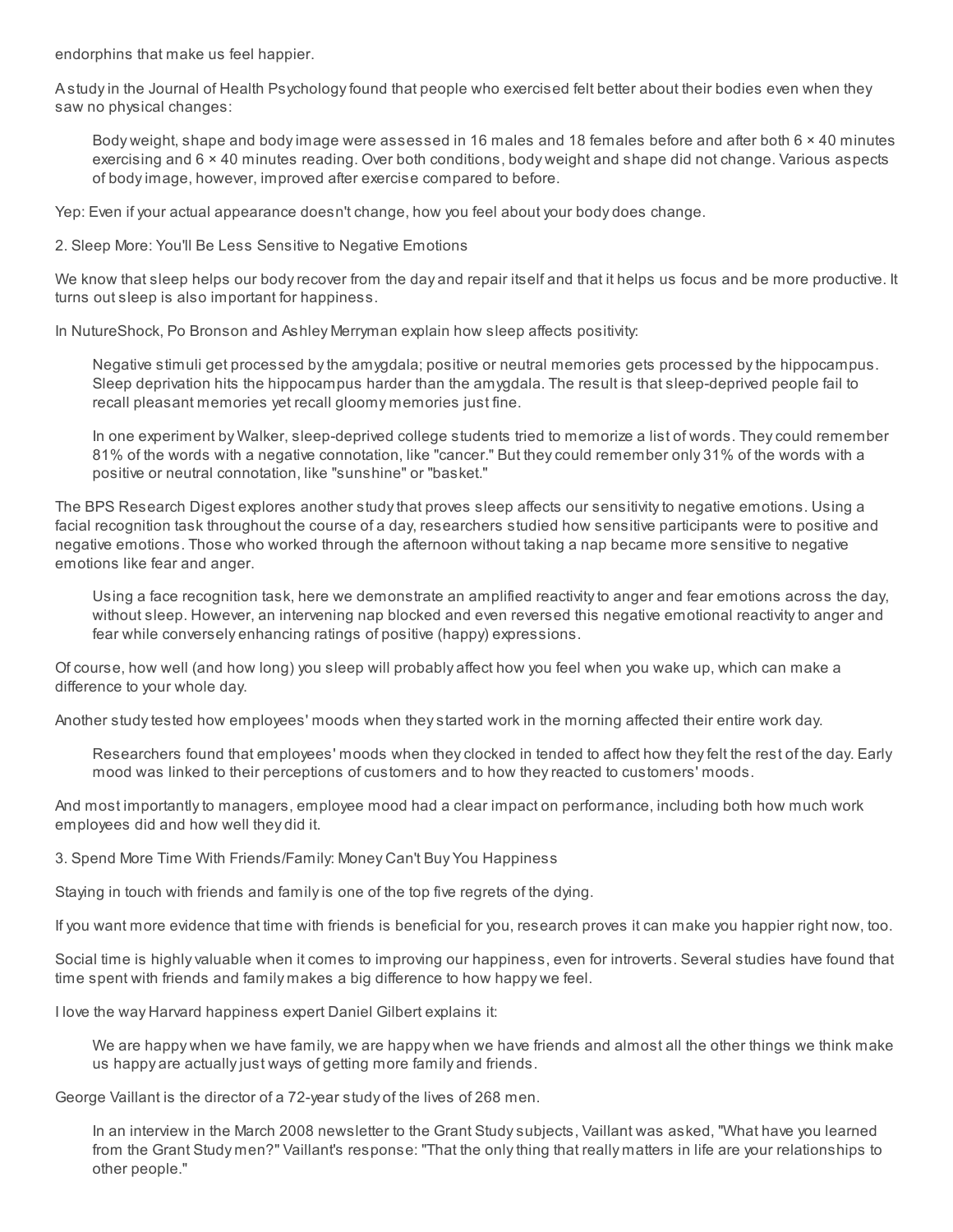endorphins that make us feel happier.

A study in the Journal of Health Psychology found that people who exercised felt better about their bodies even when they saw no physical changes:

> Body weight, shape and body image were assessed in 16 males and 18 females before and after both 6 × 40 minutes exercising and 6 × 40 minutes reading. Over both conditions, body weight and shape did not change. Various aspects of body image, however, improved after exercise compared to before.

Yep: Even if your actual appearance doesn't change, how you feel about your body does change.

## 2. Sleep More: You'll Be Less Sensitive to Negative Emotions

We know that sleep helps our body recover from the day and repair itself and that it helps us focus and be more productive. It turns out sleep is also important for happiness.

In NutureShock, Po Bronson and Ashley Merryman explain how sleep affects positivity:

> Negative stimuli get processed by the amygdala; positive or neutral memories gets processed by the hippocampus. Sleep deprivation hits the hippocampus harder than the amygdala. The result is that sleep-deprived people fail to recall pleasant memories yet recall gloomy memories just fine.
>
> In one experiment by Walker, sleep-deprived college students tried to memorize a list of words. They could remember 81% of the words with a negative connotation, like "cancer." But they could remember only 31% of the words with a positive or neutral connotation, like "sunshine" or "basket."

The BPS Research Digest explores another study that proves sleep affects our sensitivity to negative emotions. Using a facial recognition task throughout the course of a day, researchers studied how sensitive participants were to positive and negative emotions. Those who worked through the afternoon without taking a nap became more sensitive to negative emotions like fear and anger.

> Using a face recognition task, here we demonstrate an amplified reactivity to anger and fear emotions across the day, without sleep. However, an intervening nap blocked and even reversed this negative emotional reactivity to anger and fear while conversely enhancing ratings of positive (happy) expressions.

Of course, how well (and how long) you sleep will probably affect how you feel when you wake up, which can make a difference to your whole day.

Another study tested how employees' moods when they started work in the morning affected their entire work day.

> Researchers found that employees' moods when they clocked in tended to affect how they felt the rest of the day. Early mood was linked to their perceptions of customers and to how they reacted to customers' moods.

And most importantly to managers, employee mood had a clear impact on performance, including both how much work employees did and how well they did it.

## 3. Spend More Time With Friends/Family: Money Can't Buy You Happiness

Staying in touch with friends and family is one of the top five regrets of the dying.

If you want more evidence that time with friends is beneficial for you, research proves it can make you happier right now, too.

Social time is highly valuable when it comes to improving our happiness, even for introverts. Several studies have found that time spent with friends and family makes a big difference to how happy we feel.

I love the way Harvard happiness expert Daniel Gilbert explains it:

> We are happy when we have family, we are happy when we have friends and almost all the other things we think make us happy are actually just ways of getting more family and friends.

George Vaillant is the director of a 72-year study of the lives of 268 men.

> In an interview in the March 2008 newsletter to the Grant Study subjects, Vaillant was asked, "What have you learned from the Grant Study men?" Vaillant's response: "That the only thing that really matters in life are your relationships to other people."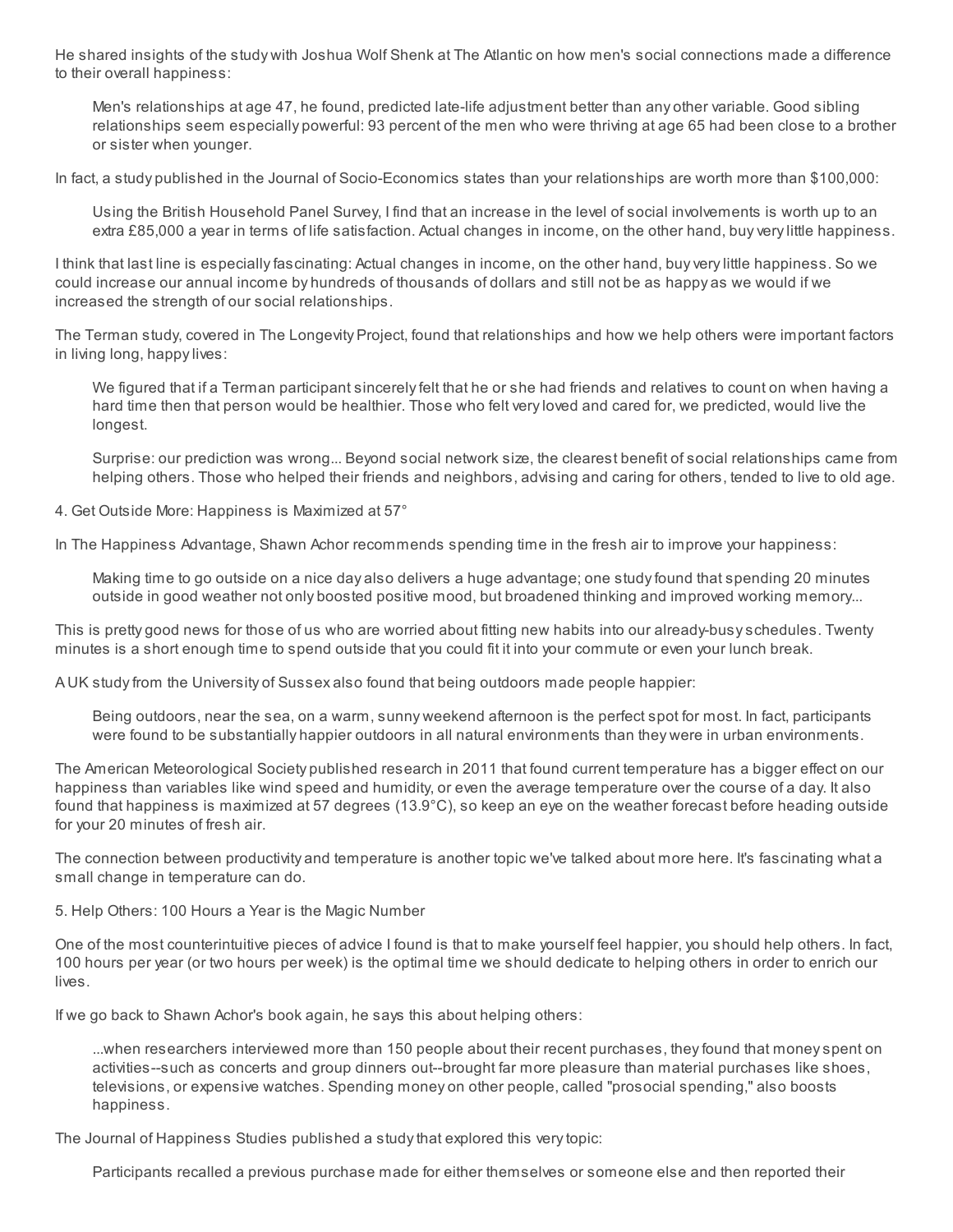He shared insights of the study with Joshua Wolf Shenk at The Atlantic on how men's social connections made a difference to their overall happiness:

> Men's relationships at age 47, he found, predicted late-life adjustment better than any other variable. Good sibling relationships seem especially powerful: 93 percent of the men who were thriving at age 65 had been close to a brother or sister when younger.

In fact, a study published in the Journal of Socio-Economics states than your relationships are worth more than $100,000:

> Using the British Household Panel Survey, I find that an increase in the level of social involvements is worth up to an extra £85,000 a year in terms of life satisfaction. Actual changes in income, on the other hand, buy very little happiness.

I think that last line is especially fascinating: Actual changes in income, on the other hand, buy very little happiness. So we could increase our annual income by hundreds of thousands of dollars and still not be as happy as we would if we increased the strength of our social relationships.

The Terman study, covered in The Longevity Project, found that relationships and how we help others were important factors in living long, happy lives:

> We figured that if a Terman participant sincerely felt that he or she had friends and relatives to count on when having a hard time then that person would be healthier. Those who felt very loved and cared for, we predicted, would live the longest.
>
> Surprise: our prediction was wrong... Beyond social network size, the clearest benefit of social relationships came from helping others. Those who helped their friends and neighbors, advising and caring for others, tended to live to old age.

## 4. Get Outside More: Happiness is Maximized at 57°

In The Happiness Advantage, Shawn Achor recommends spending time in the fresh air to improve your happiness:

> Making time to go outside on a nice day also delivers a huge advantage; one study found that spending 20 minutes outside in good weather not only boosted positive mood, but broadened thinking and improved working memory...

This is pretty good news for those of us who are worried about fitting new habits into our already-busy schedules. Twenty minutes is a short enough time to spend outside that you could fit it into your commute or even your lunch break.

A UK study from the University of Sussex also found that being outdoors made people happier:

> Being outdoors, near the sea, on a warm, sunny weekend afternoon is the perfect spot for most. In fact, participants were found to be substantially happier outdoors in all natural environments than they were in urban environments.

The American Meteorological Society published research in 2011 that found current temperature has a bigger effect on our happiness than variables like wind speed and humidity, or even the average temperature over the course of a day. It also found that happiness is maximized at 57 degrees (13.9°C), so keep an eye on the weather forecast before heading outside for your 20 minutes of fresh air.

The connection between productivity and temperature is another topic we've talked about more here. It's fascinating what a small change in temperature can do.

## 5. Help Others: 100 Hours a Year is the Magic Number

One of the most counterintuitive pieces of advice I found is that to make yourself feel happier, you should help others. In fact, 100 hours per year (or two hours per week) is the optimal time we should dedicate to helping others in order to enrich our lives.

If we go back to Shawn Achor's book again, he says this about helping others:

> ...when researchers interviewed more than 150 people about their recent purchases, they found that money spent on activities--such as concerts and group dinners out--brought far more pleasure than material purchases like shoes, televisions, or expensive watches. Spending money on other people, called "prosocial spending," also boosts happiness.

The Journal of Happiness Studies published a study that explored this very topic:

> Participants recalled a previous purchase made for either themselves or someone else and then reported their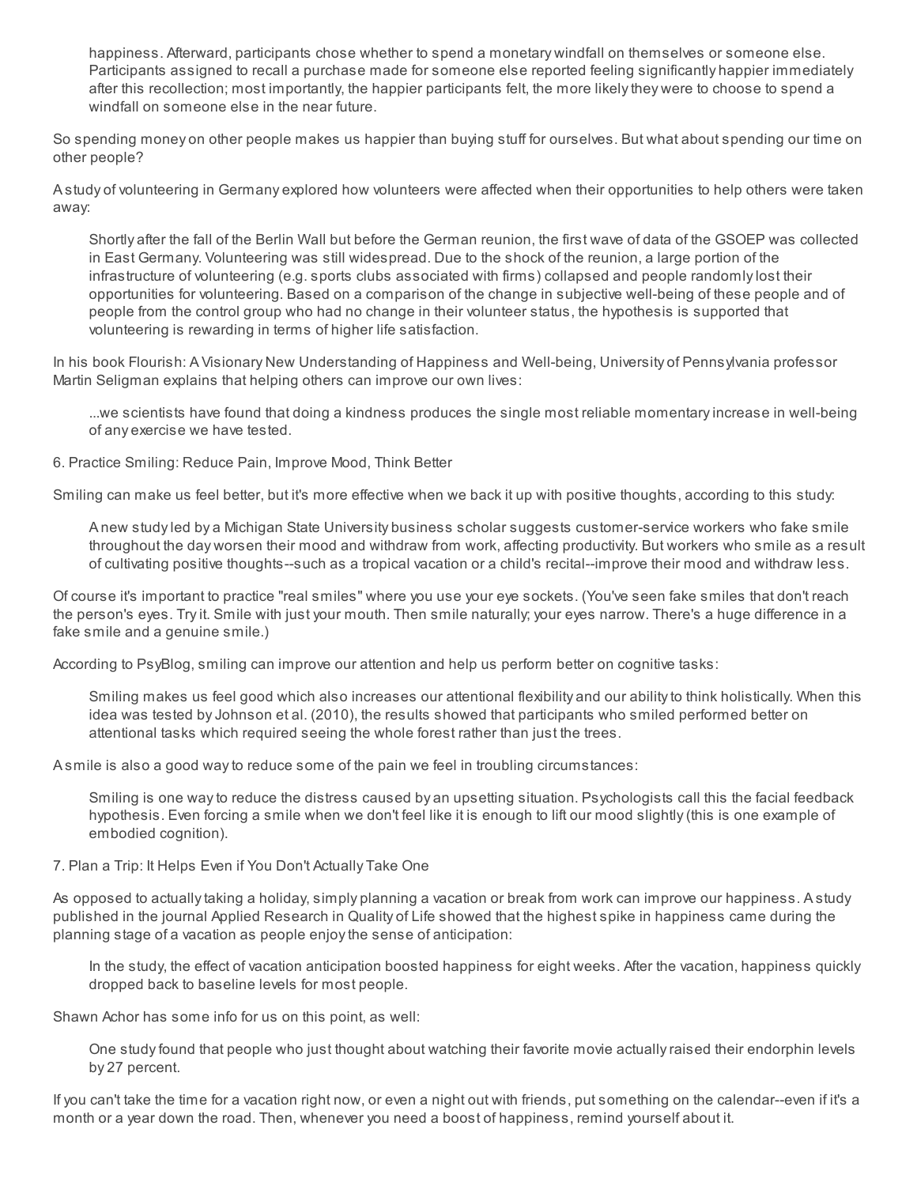> happiness. Afterward, participants chose whether to spend a monetary windfall on themselves or someone else. Participants assigned to recall a purchase made for someone else reported feeling significantly happier immediately after this recollection; most importantly, the happier participants felt, the more likely they were to choose to spend a windfall on someone else in the near future.

So spending money on other people makes us happier than buying stuff for ourselves. But what about spending our time on other people?

A study of volunteering in Germany explored how volunteers were affected when their opportunities to help others were taken away:

> Shortly after the fall of the Berlin Wall but before the German reunion, the first wave of data of the GSOEP was collected in East Germany. Volunteering was still widespread. Due to the shock of the reunion, a large portion of the infrastructure of volunteering (e.g. sports clubs associated with firms) collapsed and people randomly lost their opportunities for volunteering. Based on a comparison of the change in subjective well-being of these people and of people from the control group who had no change in their volunteer status, the hypothesis is supported that volunteering is rewarding in terms of higher life satisfaction.

In his book Flourish: A Visionary New Understanding of Happiness and Well-being, University of Pennsylvania professor Martin Seligman explains that helping others can improve our own lives:

> ...we scientists have found that doing a kindness produces the single most reliable momentary increase in well-being of any exercise we have tested.

6. Practice Smiling: Reduce Pain, Improve Mood, Think Better

Smiling can make us feel better, but it's more effective when we back it up with positive thoughts, according to this study:

> A new study led by a Michigan State University business scholar suggests customer-service workers who fake smile throughout the day worsen their mood and withdraw from work, affecting productivity. But workers who smile as a result of cultivating positive thoughts--such as a tropical vacation or a child's recital--improve their mood and withdraw less.

Of course it's important to practice "real smiles" where you use your eye sockets. (You've seen fake smiles that don't reach the person's eyes. Try it. Smile with just your mouth. Then smile naturally; your eyes narrow. There's a huge difference in a fake smile and a genuine smile.)

According to PsyBlog, smiling can improve our attention and help us perform better on cognitive tasks:

> Smiling makes us feel good which also increases our attentional flexibility and our ability to think holistically. When this idea was tested by Johnson et al. (2010), the results showed that participants who smiled performed better on attentional tasks which required seeing the whole forest rather than just the trees.

A smile is also a good way to reduce some of the pain we feel in troubling circumstances:

> Smiling is one way to reduce the distress caused by an upsetting situation. Psychologists call this the facial feedback hypothesis. Even forcing a smile when we don't feel like it is enough to lift our mood slightly (this is one example of embodied cognition).

7. Plan a Trip: It Helps Even if You Don't Actually Take One

As opposed to actually taking a holiday, simply planning a vacation or break from work can improve our happiness. A study published in the journal Applied Research in Quality of Life showed that the highest spike in happiness came during the planning stage of a vacation as people enjoy the sense of anticipation:

> In the study, the effect of vacation anticipation boosted happiness for eight weeks. After the vacation, happiness quickly dropped back to baseline levels for most people.

Shawn Achor has some info for us on this point, as well:

> One study found that people who just thought about watching their favorite movie actually raised their endorphin levels by 27 percent.

If you can't take the time for a vacation right now, or even a night out with friends, put something on the calendar--even if it's a month or a year down the road. Then, whenever you need a boost of happiness, remind yourself about it.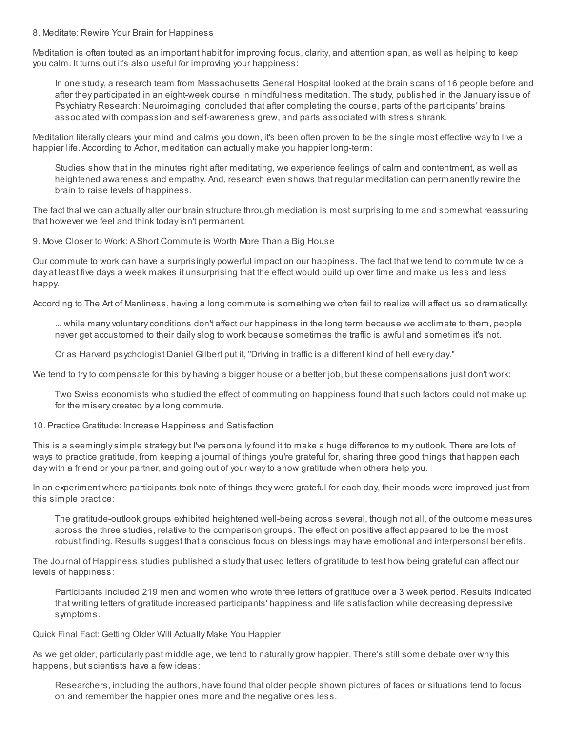8. Meditate: Rewire Your Brain for Happiness

Meditation is often touted as an important habit for improving focus, clarity, and attention span, as well as helping to keep you calm. It turns out it's also useful for improving your happiness:

> In one study, a research team from Massachusetts General Hospital looked at the brain scans of 16 people before and after they participated in an eight-week course in mindfulness meditation. The study, published in the January issue of Psychiatry Research: Neuroimaging, concluded that after completing the course, parts of the participants' brains associated with compassion and self-awareness grew, and parts associated with stress shrank.

Meditation literally clears your mind and calms you down, it's been often proven to be the single most effective way to live a happier life. According to Achor, meditation can actually make you happier long-term:

> Studies show that in the minutes right after meditating, we experience feelings of calm and contentment, as well as heightened awareness and empathy. And, research even shows that regular meditation can permanently rewire the brain to raise levels of happiness.

The fact that we can actually alter our brain structure through mediation is most surprising to me and somewhat reassuring that however we feel and think today isn't permanent.

9. Move Closer to Work: A Short Commute is Worth More Than a Big House

Our commute to work can have a surprisingly powerful impact on our happiness. The fact that we tend to commute twice a day at least five days a week makes it unsurprising that the effect would build up over time and make us less and less happy.

According to The Art of Manliness, having a long commute is something we often fail to realize will affect us so dramatically:

> ... while many voluntary conditions don't affect our happiness in the long term because we acclimate to them, people never get accustomed to their daily slog to work because sometimes the traffic is awful and sometimes it's not.
>
> Or as Harvard psychologist Daniel Gilbert put it, "Driving in traffic is a different kind of hell every day."

We tend to try to compensate for this by having a bigger house or a better job, but these compensations just don't work:

> Two Swiss economists who studied the effect of commuting on happiness found that such factors could not make up for the misery created by a long commute.

10. Practice Gratitude: Increase Happiness and Satisfaction

This is a seemingly simple strategy but I've personally found it to make a huge difference to my outlook. There are lots of ways to practice gratitude, from keeping a journal of things you're grateful for, sharing three good things that happen each day with a friend or your partner, and going out of your way to show gratitude when others help you.

In an experiment where participants took note of things they were grateful for each day, their moods were improved just from this simple practice:

> The gratitude-outlook groups exhibited heightened well-being across several, though not all, of the outcome measures across the three studies, relative to the comparison groups. The effect on positive affect appeared to be the most robust finding. Results suggest that a conscious focus on blessings may have emotional and interpersonal benefits.

The Journal of Happiness studies published a study that used letters of gratitude to test how being grateful can affect our levels of happiness:

> Participants included 219 men and women who wrote three letters of gratitude over a 3 week period. Results indicated that writing letters of gratitude increased participants' happiness and life satisfaction while decreasing depressive symptoms.

Quick Final Fact: Getting Older Will Actually Make You Happier

As we get older, particularly past middle age, we tend to naturally grow happier. There's still some debate over why this happens, but scientists have a few ideas:

> Researchers, including the authors, have found that older people shown pictures of faces or situations tend to focus on and remember the happier ones more and the negative ones less.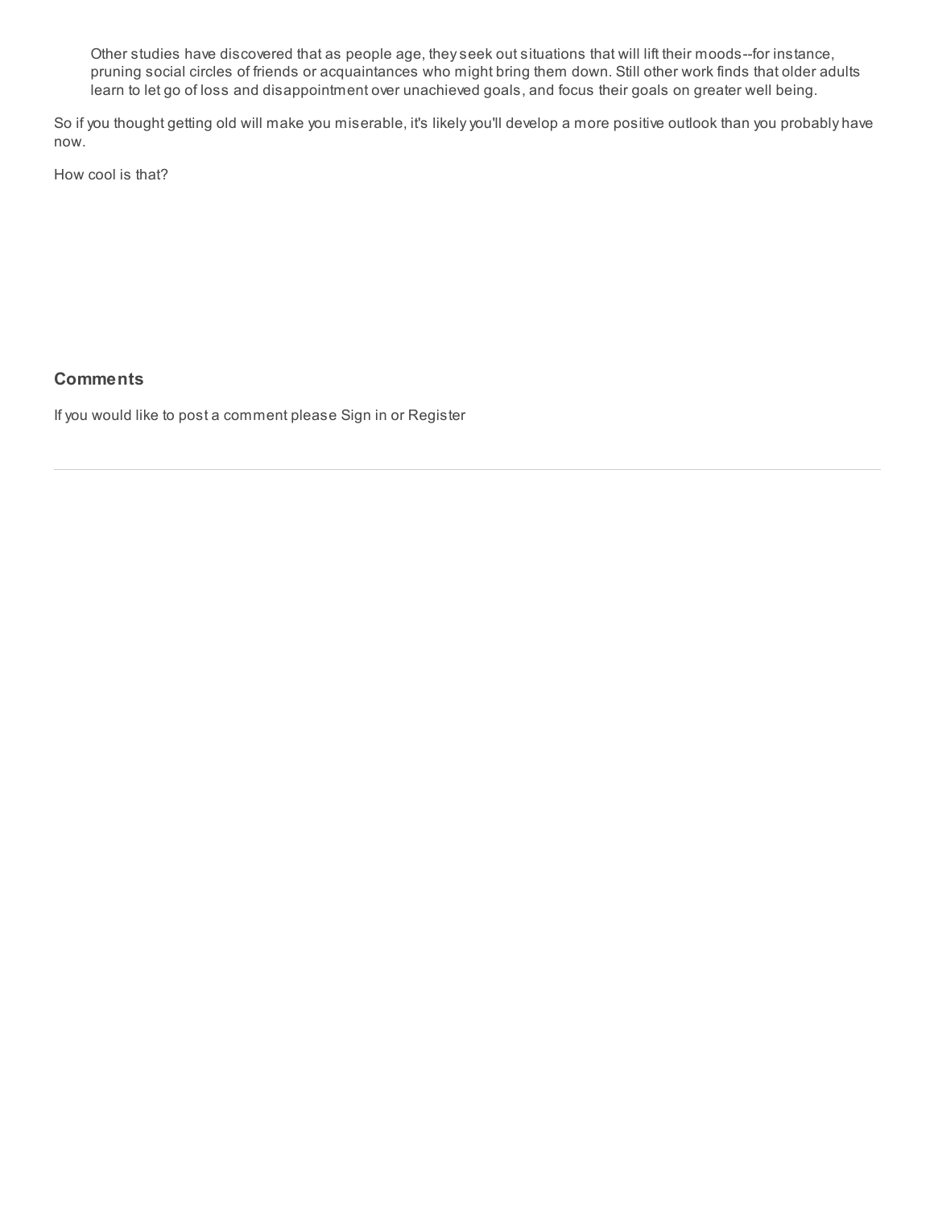> Other studies have discovered that as people age, they seek out situations that will lift their moods--for instance, pruning social circles of friends or acquaintances who might bring them down. Still other work finds that older adults learn to let go of loss and disappointment over unachieved goals, and focus their goals on greater well being.

So if you thought getting old will make you miserable, it's likely you'll develop a more positive outlook than you probably have now.

How cool is that?

### Comments

If you would like to post a comment please Sign in or Register